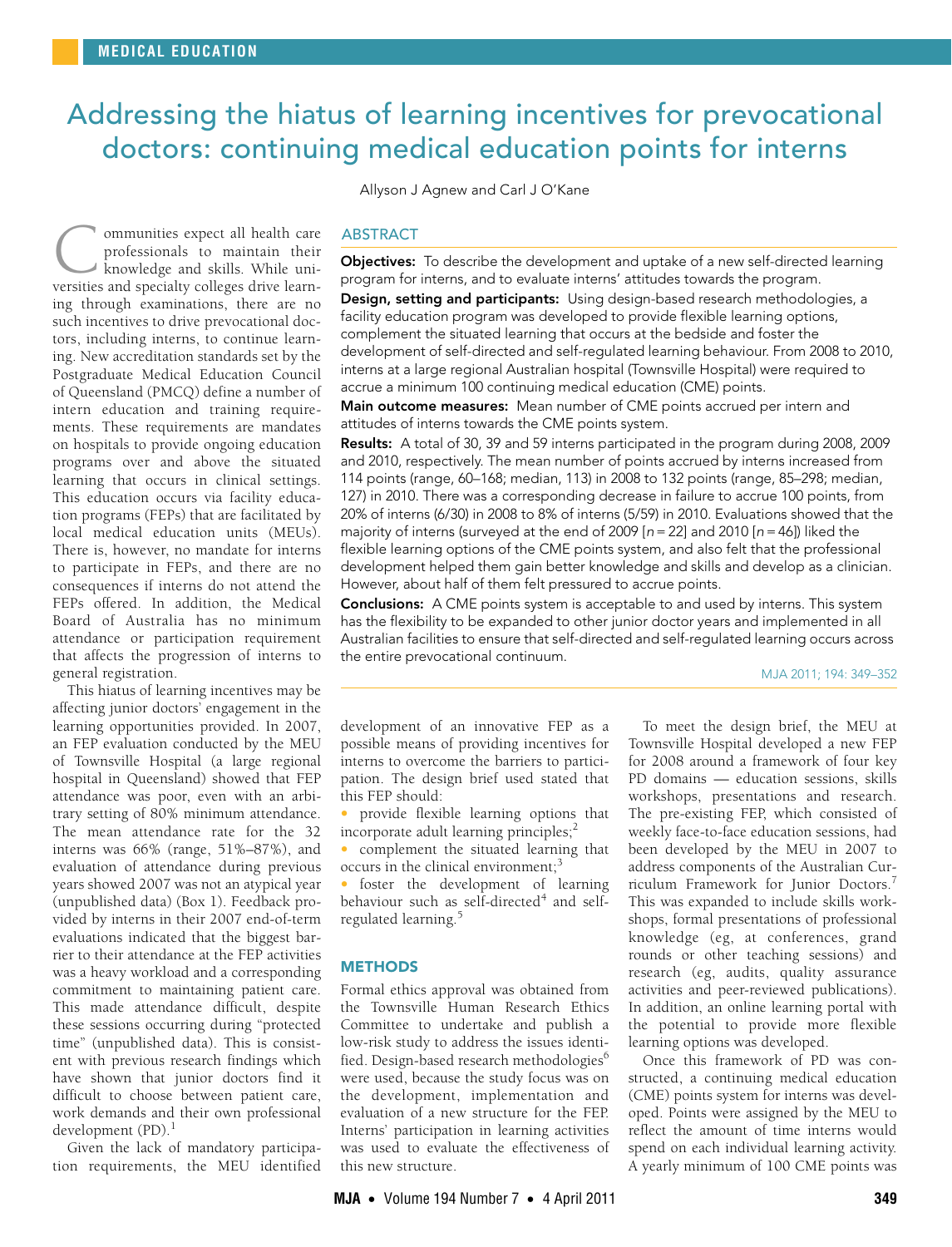# Addressing the hiatus of learning incentives for prevocational doctors: continuing medical education points for interns

Allyson J Agnew and Carl J O'Kane

## ABSTRACT

**Objectives:** To describe the development and uptake of a new self-directed learning program for interns, and to evaluate interns' attitudes towards the program.

**Design, setting and participants:** Using design-based research methodologies, a facility education program was developed to provide flexible learning options, complement the situated learning that occurs at the bedside and foster the development of self-directed and self-regulated learning behaviour. From 2008 to 2010, interns at a large regional Australian hospital (Townsville Hospital) were required to accrue a minimum 100 continuing medical education (CME) points.

**Main outcome measures:** Mean number of CME points accrued per intern and attitudes of interns towards the CME points system.

**Results:** A total of 30, 39 and 59 interns participated in the program during 2008, 2009 and 2010, respectively. The mean number of points accrued by interns increased from 114 points (range, 60–168; median, 113) in 2008 to 132 points (range, 85–298; median, 127) in 2010. There was a corresponding decrease in failure to accrue 100 points, from 20% of interns (6/30) in 2008 to 8% of interns (5/59) in 2010. Evaluations showed that the majority of interns (surveyed at the end of 2009 [$n = 22$] and 2010 [$n = 46$]) liked the flexible learning options of the CME points system, and also felt that the professional development helped them gain better knowledge and skills and develop as a clinician. However, about half of them felt pressured to accrue points.

**Conclusions:** A CME points system is acceptable to and used by interns. This system has the flexibility to be expanded to other junior doctor years and implemented in all Australian facilities to ensure that self-directed and self-regulated learning occurs across the entire prevocational continuum.

Communities expect all health care professionals to maintain their knowledge and skills. While universities and specialty colleges drive learning through examinations, there are no such incentives to drive prevocational doctors, including interns, to continue learning. New accreditation standards set by the Postgraduate Medical Education Council of Queensland (PMCQ) define a number of intern education and training requirements. These requirements are mandates on hospitals to provide ongoing education programs over and above the situated learning that occurs in clinical settings. This education occurs via facility education programs (FEPs) that are facilitated by local medical education units (MEUs). There is, however, no mandate for interns to participate in FEPs, and there are no consequences if interns do not attend the FEPs offered. In addition, the Medical Board of Australia has no minimum attendance or participation requirement that affects the progression of interns to general registration.

This hiatus of learning incentives may be affecting junior doctors' engagement in the learning opportunities provided. In 2007, an FEP evaluation conducted by the MEU of Townsville Hospital (a large regional hospital in Queensland) showed that FEP attendance was poor, even with an arbitrary setting of 80% minimum attendance. The mean attendance rate for the 32 interns was 66% (range, 51%–87%), and evaluation of attendance during previous years showed 2007 was not an atypical year (unpublished data) (Box 1). Feedback provided by interns in their 2007 end-of-term evaluations indicated that the biggest barrier to their attendance at the FEP activities was a heavy workload and a corresponding commitment to maintaining patient care. This made attendance difficult, despite these sessions occurring during "protected time" (unpublished data). This is consistent with previous research findings which have shown that junior doctors find it difficult to choose between patient care, work demands and their own professional development (PD).[1]

Given the lack of mandatory participation requirements, the MEU identified development of an innovative FEP as a possible means of providing incentives for interns to overcome the barriers to participation. The design brief used stated that this FEP should:

- provide flexible learning options that incorporate adult learning principles;[2]
- complement the situated learning that occurs in the clinical environment;[3]
- foster the development of learning behaviour such as self-directed[4] and self-regulated learning.[5]

## METHODS

Formal ethics approval was obtained from the Townsville Human Research Ethics Committee to undertake and publish a low-risk study to address the issues identified. Design-based research methodologies[6] were used, because the study focus was on the development, implementation and evaluation of a new structure for the FEP. Interns' participation in learning activities was used to evaluate the effectiveness of this new structure.

To meet the design brief, the MEU at Townsville Hospital developed a new FEP for 2008 around a framework of four key PD domains — education sessions, skills workshops, presentations and research. The pre-existing FEP, which consisted of weekly face-to-face education sessions, had been developed by the MEU in 2007 to address components of the Australian Curriculum Framework for Junior Doctors.[7] This was expanded to include skills workshops, formal presentations of professional knowledge (eg, at conferences, grand rounds or other teaching sessions) and research (eg, audits, quality assurance activities and peer-reviewed publications). In addition, an online learning portal with the potential to provide more flexible learning options was developed.

Once this framework of PD was constructed, a continuing medical education (CME) points system for interns was developed. Points were assigned by the MEU to reflect the amount of time interns would spend on each individual learning activity. A yearly minimum of 100 CME points was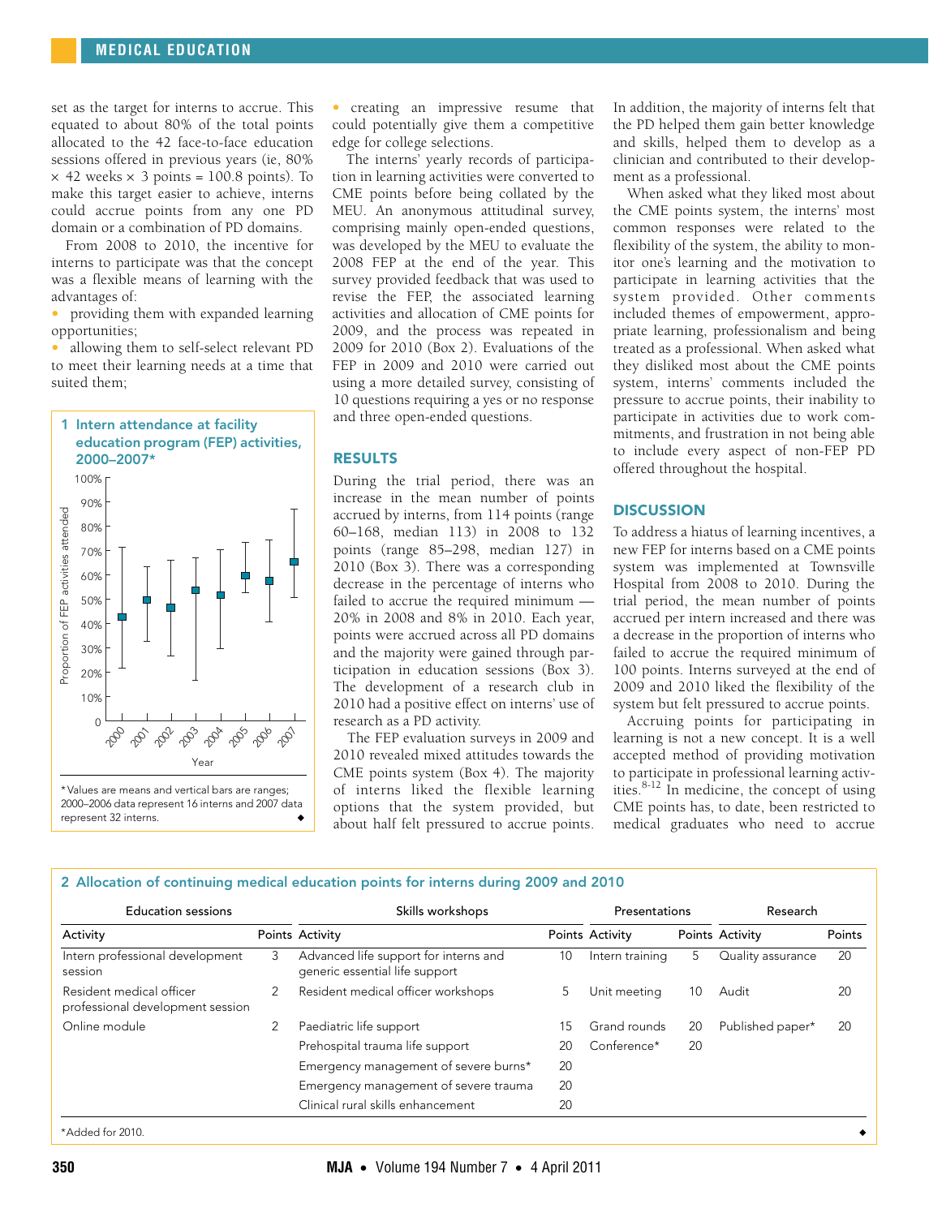set as the target for interns to accrue. This equated to about 80% of the total points allocated to the 42 face-to-face education sessions offered in previous years (ie, 80% × 42 weeks × 3 points = 100.8 points). To make this target easier to achieve, interns could accrue points from any one PD domain or a combination of PD domains.

From 2008 to 2010, the incentive for interns to participate was that the concept was a flexible means of learning with the advantages of:

- providing them with expanded learning opportunities;
- allowing them to self-select relevant PD to meet their learning needs at a time that suited them;
- creating an impressive resume that could potentially give them a competitive edge for college selections.

The interns' yearly records of participation in learning activities were converted to CME points before being collated by the MEU. An anonymous attitudinal survey, comprising mainly open-ended questions, was developed by the MEU to evaluate the 2008 FEP at the end of the year. This survey provided feedback that was used to revise the FEP, the associated learning activities and allocation of CME points for 2009, and the process was repeated in 2009 for 2010 (Box 2). Evaluations of the FEP in 2009 and 2010 were carried out using a more detailed survey, consisting of 10 questions requiring a yes or no response and three open-ended questions.

**1 Intern attendance at facility education program (FEP) activities, 2000–2007***

| Year | Proportion of FEP activities attended (mean) |
|---|---|
| 2000 | ~43% |
| 2001 | ~50% |
| 2002 | ~47% |
| 2003 | ~54% |
| 2004 | ~52% |
| 2005 | ~60% |
| 2006 | ~58% |
| 2007 | ~66% |

\* Values are means and vertical bars are ranges; 2000–2006 data represent 16 interns and 2007 data represent 32 interns.

## RESULTS

During the trial period, there was an increase in the mean number of points accrued by interns, from 114 points (range 60–168, median 113) in 2008 to 132 points (range 85–298, median 127) in 2010 (Box 3). There was a corresponding decrease in the percentage of interns who failed to accrue the required minimum — 20% in 2008 and 8% in 2010. Each year, points were accrued across all PD domains and the majority were gained through participation in education sessions (Box 3). The development of a research club in 2010 had a positive effect on interns' use of research as a PD activity.

The FEP evaluation surveys in 2009 and 2010 revealed mixed attitudes towards the CME points system (Box 4). The majority of interns liked the flexible learning options that the system provided, but about half felt pressured to accrue points. In addition, the majority of interns felt that the PD helped them gain better knowledge and skills, helped them to develop as a clinician and contributed to their development as a professional.

When asked what they liked most about the CME points system, the interns' most common responses were related to the flexibility of the system, the ability to monitor one's learning and the motivation to participate in learning activities that the system provided. Other comments included themes of empowerment, appropriate learning, professionalism and being treated as a professional. When asked what they disliked most about the CME points system, interns' comments included the pressure to accrue points, their inability to participate in activities due to work commitments, and frustration in not being able to include every aspect of non-FEP PD offered throughout the hospital.

## DISCUSSION

To address a hiatus of learning incentives, a new FEP for interns based on a CME points system was implemented at Townsville Hospital from 2008 to 2010. During the trial period, the mean number of points accrued per intern increased and there was a decrease in the proportion of interns who failed to accrue the required minimum of 100 points. Interns surveyed at the end of 2009 and 2010 liked the flexibility of the system but felt pressured to accrue points.

Accruing points for participating in learning is not a new concept. It is a well accepted method of providing motivation to participate in professional learning activities.[8-12] In medicine, the concept of using CME points has, to date, been restricted to medical graduates who need to accrue

**2 Allocation of continuing medical education points for interns during 2009 and 2010**

| Education sessions | | Skills workshops | | Presentations | | Research | |
|---|---|---|---|---|---|---|---|
| Activity | Points | Activity | Points | Activity | Points | Activity | Points |
| Intern professional development session | 3 | Advanced life support for interns and generic essential life support | 10 | Intern training | 5 | Quality assurance | 20 |
| Resident medical officer professional development session | 2 | Resident medical officer workshops | 5 | Unit meeting | 10 | Audit | 20 |
| Online module | 2 | Paediatric life support | 15 | Grand rounds | 20 | Published paper* | 20 |
| | | Prehospital trauma life support | 20 | Conference* | 20 | | |
| | | Emergency management of severe burns* | 20 | | | | |
| | | Emergency management of severe trauma | 20 | | | | |
| | | Clinical rural skills enhancement | 20 | | | | |

\*Added for 2010.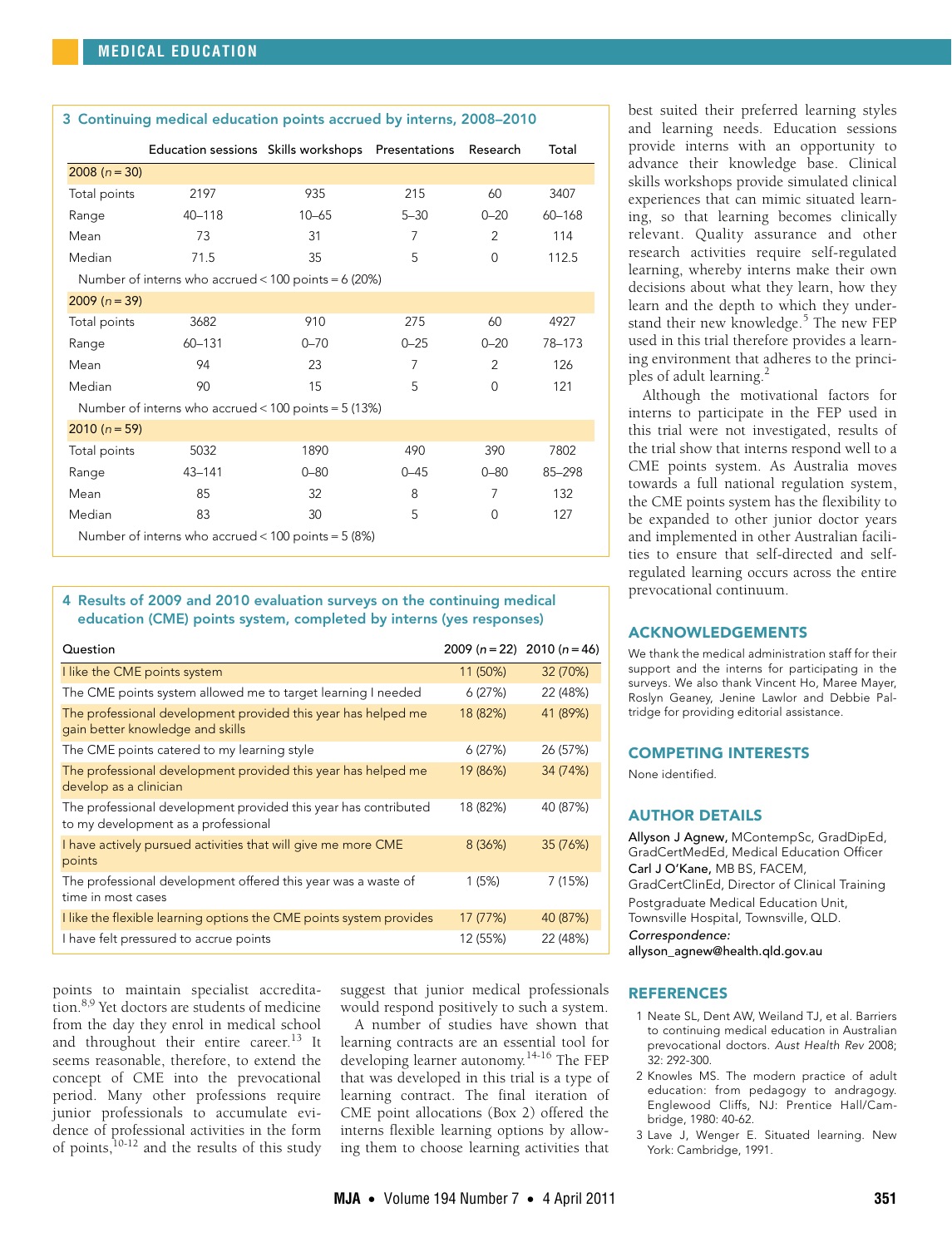**3 Continuing medical education points accrued by interns, 2008–2010**

| | Education sessions | Skills workshops | Presentations | Research | Total |
|---|---|---|---|---|---|
| **2008 (n = 30)** | | | | | |
| Total points | 2197 | 935 | 215 | 60 | 3407 |
| Range | 40–118 | 10–65 | 5–30 | 0–20 | 60–168 |
| Mean | 73 | 31 | 7 | 2 | 114 |
| Median | 71.5 | 35 | 5 | 0 | 112.5 |
| Number of interns who accrued < 100 points = 6 (20%) | | | | | |
| **2009 (n = 39)** | | | | | |
| Total points | 3682 | 910 | 275 | 60 | 4927 |
| Range | 60–131 | 0–70 | 0–25 | 0–20 | 78–173 |
| Mean | 94 | 23 | 7 | 2 | 126 |
| Median | 90 | 15 | 5 | 0 | 121 |
| Number of interns who accrued < 100 points = 5 (13%) | | | | | |
| **2010 (n = 59)** | | | | | |
| Total points | 5032 | 1890 | 490 | 390 | 7802 |
| Range | 43–141 | 0–80 | 0–45 | 0–80 | 85–298 |
| Mean | 85 | 32 | 8 | 7 | 132 |
| Median | 83 | 30 | 5 | 0 | 127 |
| Number of interns who accrued < 100 points = 5 (8%) | | | | | |

**4 Results of 2009 and 2010 evaluation surveys on the continuing medical education (CME) points system, completed by interns (yes responses)**

| Question | 2009 (n = 22) | 2010 (n = 46) |
|---|---|---|
| I like the CME points system | 11 (50%) | 32 (70%) |
| The CME points system allowed me to target learning I needed | 6 (27%) | 22 (48%) |
| The professional development provided this year has helped me gain better knowledge and skills | 18 (82%) | 41 (89%) |
| The CME points catered to my learning style | 6 (27%) | 26 (57%) |
| The professional development provided this year has helped me develop as a clinician | 19 (86%) | 34 (74%) |
| The professional development provided this year has contributed to my development as a professional | 18 (82%) | 40 (87%) |
| I have actively pursued activities that will give me more CME points | 8 (36%) | 35 (76%) |
| The professional development offered this year was a waste of time in most cases | 1 (5%) | 7 (15%) |
| I like the flexible learning options the CME points system provides | 17 (77%) | 40 (87%) |
| I have felt pressured to accrue points | 12 (55%) | 22 (48%) |

points to maintain specialist accreditation.[8,9] Yet doctors are students of medicine from the day they enrol in medical school and throughout their entire career.[13] It seems reasonable, therefore, to extend the concept of CME into the prevocational period. Many other professions require junior professionals to accumulate evidence of professional activities in the form of points,[10-12] and the results of this study suggest that junior medical professionals would respond positively to such a system.

A number of studies have shown that learning contracts are an essential tool for developing learner autonomy.[14-16] The FEP that was developed in this trial is a type of learning contract. The final iteration of CME point allocations (Box 2) offered the interns flexible learning options by allowing them to choose learning activities that best suited their preferred learning styles and learning needs. Education sessions provide interns with an opportunity to advance their knowledge base. Clinical skills workshops provide simulated clinical experiences that can mimic situated learning, so that learning becomes clinically relevant. Quality assurance and other research activities require self-regulated learning, whereby interns make their own decisions about what they learn, how they learn and the depth to which they understand their new knowledge.[5] The new FEP used in this trial therefore provides a learning environment that adheres to the principles of adult learning.[2]

Although the motivational factors for interns to participate in the FEP used in this trial were not investigated, results of the trial show that interns respond well to a CME points system. As Australia moves towards a full national regulation system, the CME points system has the flexibility to be expanded to other junior doctor years and implemented in other Australian facilities to ensure that self-directed and self-regulated learning occurs across the entire prevocational continuum.

## ACKNOWLEDGEMENTS

We thank the medical administration staff for their support and the interns for participating in the surveys. We also thank Vincent Ho, Maree Mayer, Roslyn Geaney, Jenine Lawlor and Debbie Paltridge for providing editorial assistance.

## COMPETING INTERESTS

None identified.

## AUTHOR DETAILS

**Allyson J Agnew,** MContempSc, GradDipEd, GradCertMedEd, Medical Education Officer
**Carl J O'Kane,** MB BS, FACEM, GradCertClinEd, Director of Clinical Training
Postgraduate Medical Education Unit, Townsville Hospital, Townsville, QLD.
*Correspondence:* allyson_agnew@health.qld.gov.au

## REFERENCES

1. Neate SL, Dent AW, Weiland TJ, et al. Barriers to continuing medical education in Australian prevocational doctors. *Aust Health Rev* 2008; 32: 292-300.
2. Knowles MS. The modern practice of adult education: from pedagogy to andragogy. Englewood Cliffs, NJ: Prentice Hall/Cambridge, 1980: 40-62.
3. Lave J, Wenger E. Situated learning. New York: Cambridge, 1991.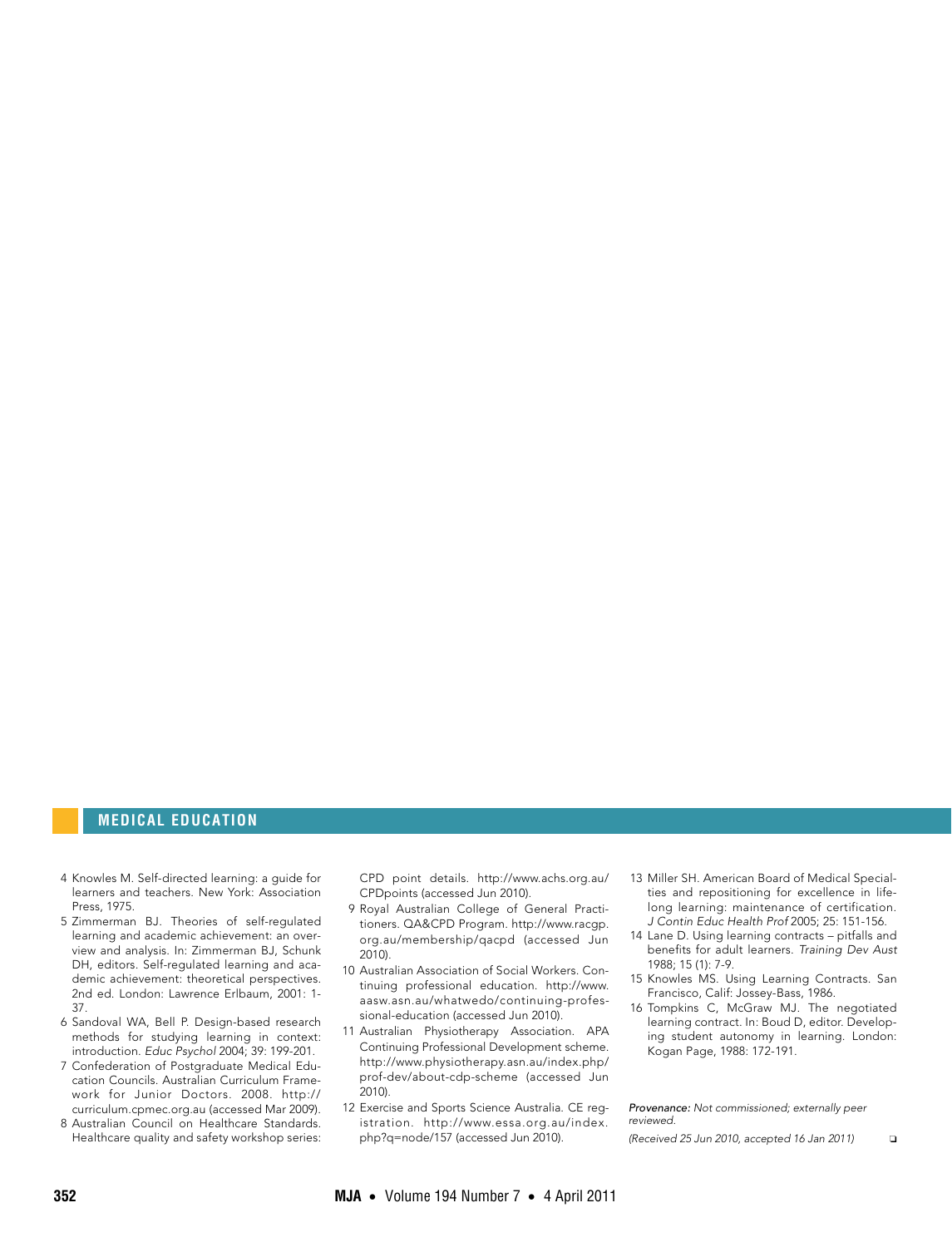4 Knowles M. Self-directed learning: a guide for learners and teachers. New York: Association Press, 1975.

5 Zimmerman BJ. Theories of self-regulated learning and academic achievement: an overview and analysis. In: Zimmerman BJ, Schunk DH, editors. Self-regulated learning and academic achievement: theoretical perspectives. 2nd ed. London: Lawrence Erlbaum, 2001: 1-37.

6 Sandoval WA, Bell P. Design-based research methods for studying learning in context: introduction. *Educ Psychol* 2004; 39: 199-201.

7 Confederation of Postgraduate Medical Education Councils. Australian Curriculum Framework for Junior Doctors. 2008. http://curriculum.cpmec.org.au (accessed Mar 2009).

8 Australian Council on Healthcare Standards. Healthcare quality and safety workshop series: CPD point details. http://www.achs.org.au/CPDpoints (accessed Jun 2010).

9 Royal Australian College of General Practitioners. QA&CPD Program. http://www.racgp.org.au/membership/qacpd (accessed Jun 2010).

10 Australian Association of Social Workers. Continuing professional education. http://www.aasw.asn.au/whatwedo/continuing-professional-education (accessed Jun 2010).

11 Australian Physiotherapy Association. APA Continuing Professional Development scheme. http://www.physiotherapy.asn.au/index.php/prof-dev/about-cdp-scheme (accessed Jun 2010).

12 Exercise and Sports Science Australia. CE registration. http://www.essa.org.au/index.php?q=node/157 (accessed Jun 2010).

13 Miller SH. American Board of Medical Specialties and repositioning for excellence in lifelong learning: maintenance of certification. *J Contin Educ Health Prof* 2005; 25: 151-156.

14 Lane D. Using learning contracts – pitfalls and benefits for adult learners. *Training Dev Aust* 1988; 15 (1): 7-9.

15 Knowles MS. Using Learning Contracts. San Francisco, Calif: Jossey-Bass, 1986.

16 Tompkins C, McGraw MJ. The negotiated learning contract. In: Boud D, editor. Developing student autonomy in learning. London: Kogan Page, 1988: 172-191.

*Provenance:* *Not commissioned; externally peer reviewed.*

*(Received 25 Jun 2010, accepted 16 Jan 2011)*